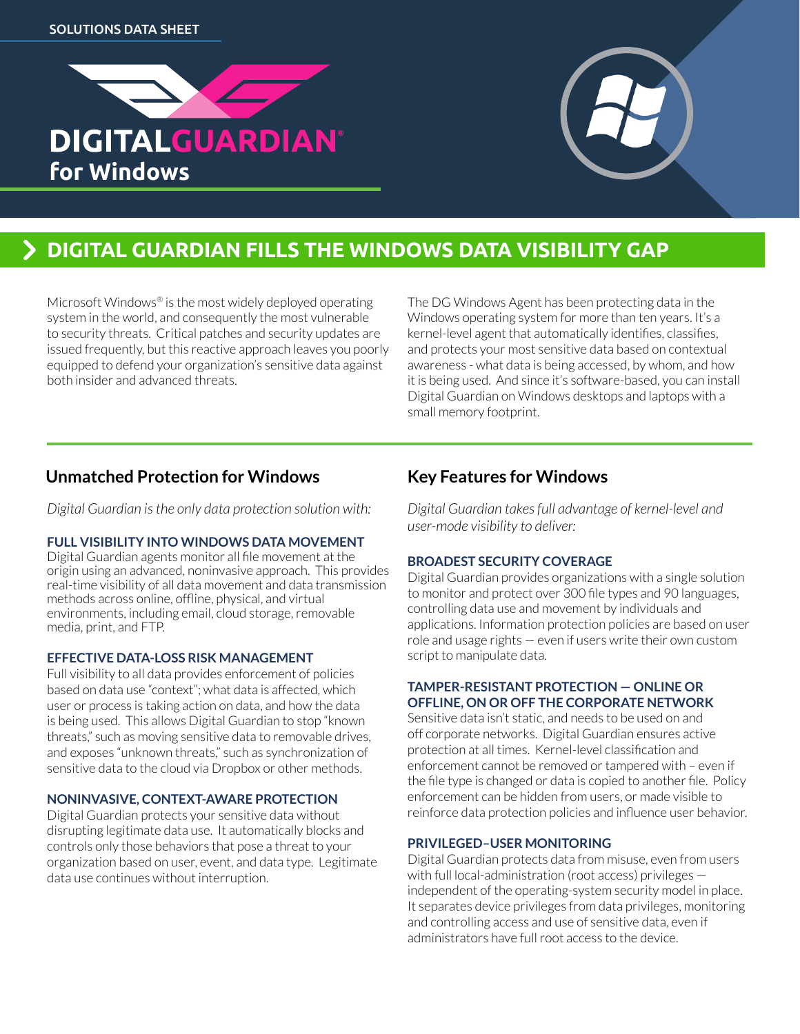SOLUTIONS DATA SHEET

# DIGITALGUARDIAN® for Windows

## DIGITAL GUARDIAN FILLS THE WINDOWS DATA VISIBILITY GAP

Microsoft Windows® is the most widely deployed operating system in the world, and consequently the most vulnerable to security threats. Critical patches and security updates are issued frequently, but this reactive approach leaves you poorly equipped to defend your organization's sensitive data against both insider and advanced threats.

The DG Windows Agent has been protecting data in the Windows operating system for more than ten years. It's a kernel-level agent that automatically identifies, classifies, and protects your most sensitive data based on contextual awareness - what data is being accessed, by whom, and how it is being used. And since it's software-based, you can install Digital Guardian on Windows desktops and laptops with a small memory footprint.

### Unmatched Protection for Windows

*Digital Guardian is the only data protection solution with:*

**FULL VISIBILITY INTO WINDOWS DATA MOVEMENT**
Digital Guardian agents monitor all file movement at the origin using an advanced, noninvasive approach. This provides real-time visibility of all data movement and data transmission methods across online, offline, physical, and virtual environments, including email, cloud storage, removable media, print, and FTP.

**EFFECTIVE DATA-LOSS RISK MANAGEMENT**
Full visibility to all data provides enforcement of policies based on data use "context"; what data is affected, which user or process is taking action on data, and how the data is being used. This allows Digital Guardian to stop "known threats," such as moving sensitive data to removable drives, and exposes "unknown threats," such as synchronization of sensitive data to the cloud via Dropbox or other methods.

**NONINVASIVE, CONTEXT-AWARE PROTECTION**
Digital Guardian protects your sensitive data without disrupting legitimate data use. It automatically blocks and controls only those behaviors that pose a threat to your organization based on user, event, and data type. Legitimate data use continues without interruption.

### Key Features for Windows

*Digital Guardian takes full advantage of kernel-level and user-mode visibility to deliver:*

**BROADEST SECURITY COVERAGE**
Digital Guardian provides organizations with a single solution to monitor and protect over 300 file types and 90 languages, controlling data use and movement by individuals and applications. Information protection policies are based on user role and usage rights — even if users write their own custom script to manipulate data.

**TAMPER-RESISTANT PROTECTION — ONLINE OR OFFLINE, ON OR OFF THE CORPORATE NETWORK**
Sensitive data isn't static, and needs to be used on and off corporate networks. Digital Guardian ensures active protection at all times. Kernel-level classification and enforcement cannot be removed or tampered with – even if the file type is changed or data is copied to another file. Policy enforcement can be hidden from users, or made visible to reinforce data protection policies and influence user behavior.

**PRIVILEGED–USER MONITORING**
Digital Guardian protects data from misuse, even from users with full local-administration (root access) privileges — independent of the operating-system security model in place. It separates device privileges from data privileges, monitoring and controlling access and use of sensitive data, even if administrators have full root access to the device.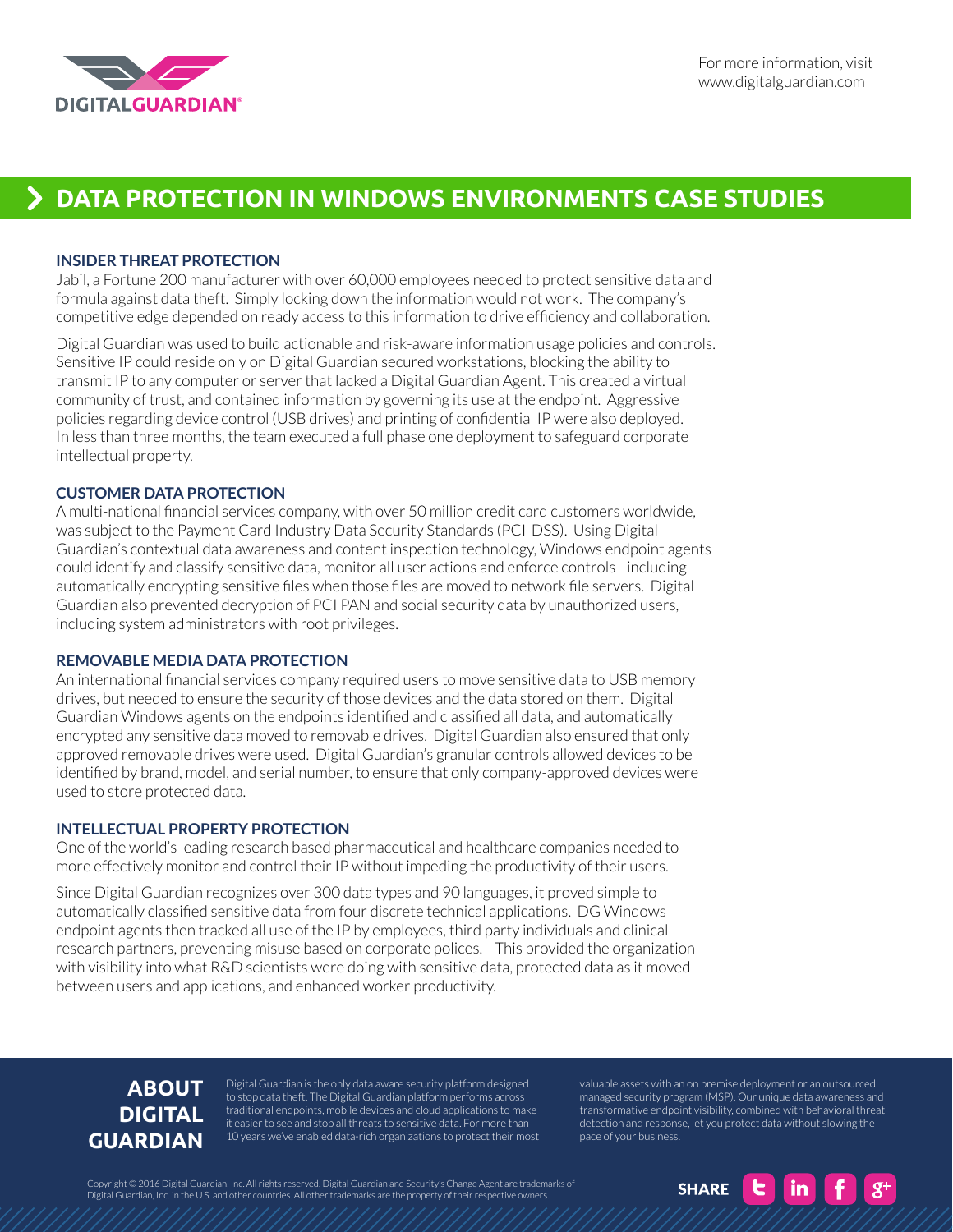DIGITALGUARDIAN®

For more information, visit www.digitalguardian.com

# DATA PROTECTION IN WINDOWS ENVIRONMENTS CASE STUDIES

### INSIDER THREAT PROTECTION

Jabil, a Fortune 200 manufacturer with over 60,000 employees needed to protect sensitive data and formula against data theft. Simply locking down the information would not work. The company's competitive edge depended on ready access to this information to drive efficiency and collaboration.

Digital Guardian was used to build actionable and risk-aware information usage policies and controls. Sensitive IP could reside only on Digital Guardian secured workstations, blocking the ability to transmit IP to any computer or server that lacked a Digital Guardian Agent. This created a virtual community of trust, and contained information by governing its use at the endpoint. Aggressive policies regarding device control (USB drives) and printing of confidential IP were also deployed. In less than three months, the team executed a full phase one deployment to safeguard corporate intellectual property.

### CUSTOMER DATA PROTECTION

A multi-national financial services company, with over 50 million credit card customers worldwide, was subject to the Payment Card Industry Data Security Standards (PCI-DSS). Using Digital Guardian's contextual data awareness and content inspection technology, Windows endpoint agents could identify and classify sensitive data, monitor all user actions and enforce controls - including automatically encrypting sensitive files when those files are moved to network file servers. Digital Guardian also prevented decryption of PCI PAN and social security data by unauthorized users, including system administrators with root privileges.

### REMOVABLE MEDIA DATA PROTECTION

An international financial services company required users to move sensitive data to USB memory drives, but needed to ensure the security of those devices and the data stored on them. Digital Guardian Windows agents on the endpoints identified and classified all data, and automatically encrypted any sensitive data moved to removable drives. Digital Guardian also ensured that only approved removable drives were used. Digital Guardian's granular controls allowed devices to be identified by brand, model, and serial number, to ensure that only company-approved devices were used to store protected data.

### INTELLECTUAL PROPERTY PROTECTION

One of the world's leading research based pharmaceutical and healthcare companies needed to more effectively monitor and control their IP without impeding the productivity of their users.

Since Digital Guardian recognizes over 300 data types and 90 languages, it proved simple to automatically classified sensitive data from four discrete technical applications. DG Windows endpoint agents then tracked all use of the IP by employees, third party individuals and clinical research partners, preventing misuse based on corporate polices. This provided the organization with visibility into what R&D scientists were doing with sensitive data, protected data as it moved between users and applications, and enhanced worker productivity.

## ABOUT DIGITAL GUARDIAN

Digital Guardian is the only data aware security platform designed to stop data theft. The Digital Guardian platform performs across traditional endpoints, mobile devices and cloud applications to make it easier to see and stop all threats to sensitive data. For more than 10 years we've enabled data-rich organizations to protect their most valuable assets with an on premise deployment or an outsourced managed security program (MSP). Our unique data awareness and transformative endpoint visibility, combined with behavioral threat detection and response, let you protect data without slowing the pace of your business.

Copyright © 2016 Digital Guardian, Inc. All rights reserved. Digital Guardian and Security's Change Agent are trademarks of Digital Guardian, Inc. in the U.S. and other countries. All other trademarks are the property of their respective owners.

SHARE